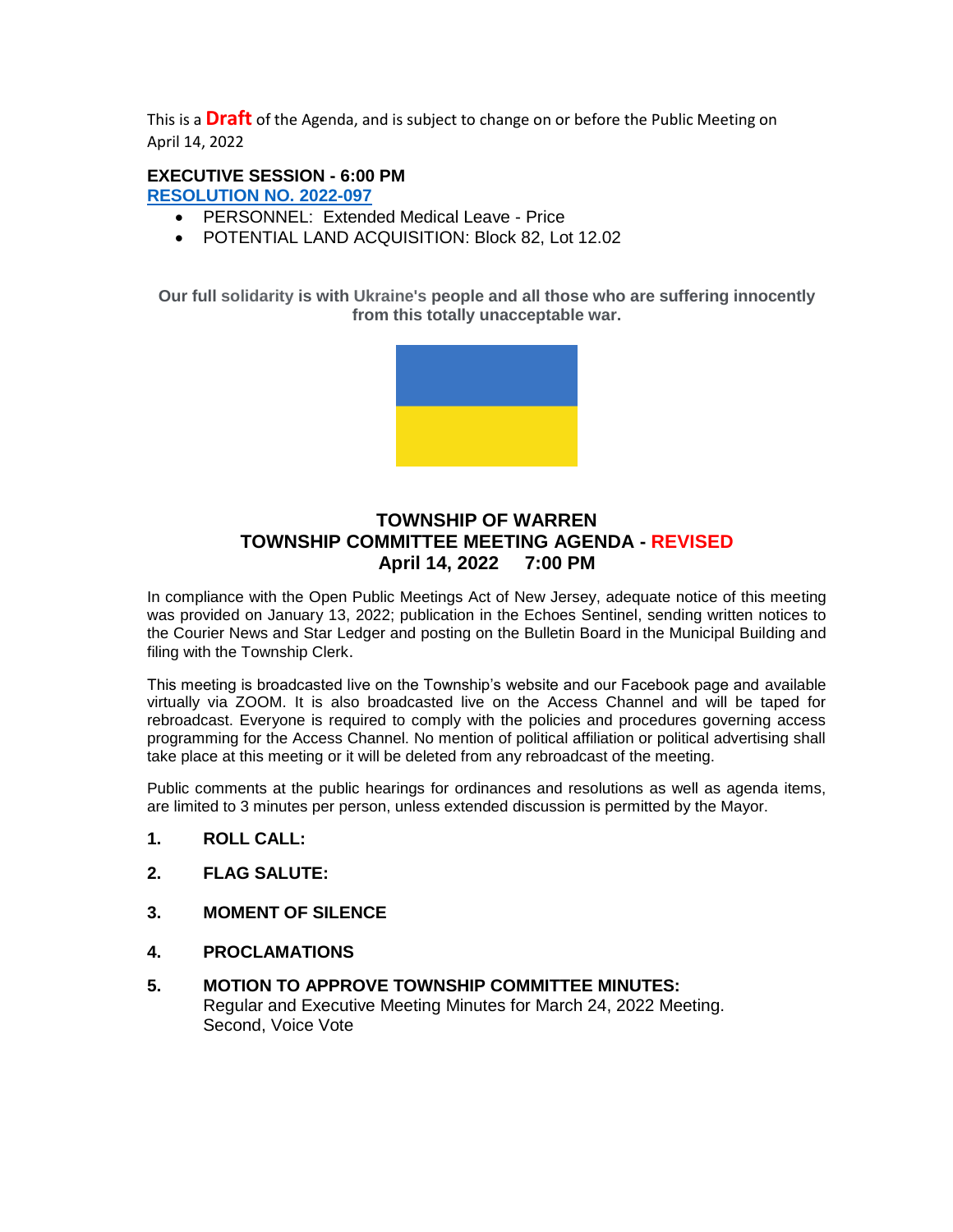This is a **Draft** of the Agenda, and is subject to change on or before the Public Meeting on April 14, 2022

**EXECUTIVE SESSION - 6:00 PM**
**RESOLUTION NO. 2022-097**

- PERSONNEL: Extended Medical Leave - Price
- POTENTIAL LAND ACQUISITION: Block 82, Lot 12.02

**Our full solidarity is with Ukraine's people and all those who are suffering innocently from this totally unacceptable war.**

# TOWNSHIP OF WARREN
## TOWNSHIP COMMITTEE MEETING AGENDA - REVISED
### April 14, 2022 7:00 PM

In compliance with the Open Public Meetings Act of New Jersey, adequate notice of this meeting was provided on January 13, 2022; publication in the Echoes Sentinel, sending written notices to the Courier News and Star Ledger and posting on the Bulletin Board in the Municipal Building and filing with the Township Clerk.

This meeting is broadcasted live on the Township's website and our Facebook page and available virtually via ZOOM. It is also broadcasted live on the Access Channel and will be taped for rebroadcast. Everyone is required to comply with the policies and procedures governing access programming for the Access Channel. No mention of political affiliation or political advertising shall take place at this meeting or it will be deleted from any rebroadcast of the meeting.

Public comments at the public hearings for ordinances and resolutions as well as agenda items, are limited to 3 minutes per person, unless extended discussion is permitted by the Mayor.

1. **ROLL CALL:**
2. **FLAG SALUTE:**
3. **MOMENT OF SILENCE**
4. **PROCLAMATIONS**
5. **MOTION TO APPROVE TOWNSHIP COMMITTEE MINUTES:**
   Regular and Executive Meeting Minutes for March 24, 2022 Meeting.
   Second, Voice Vote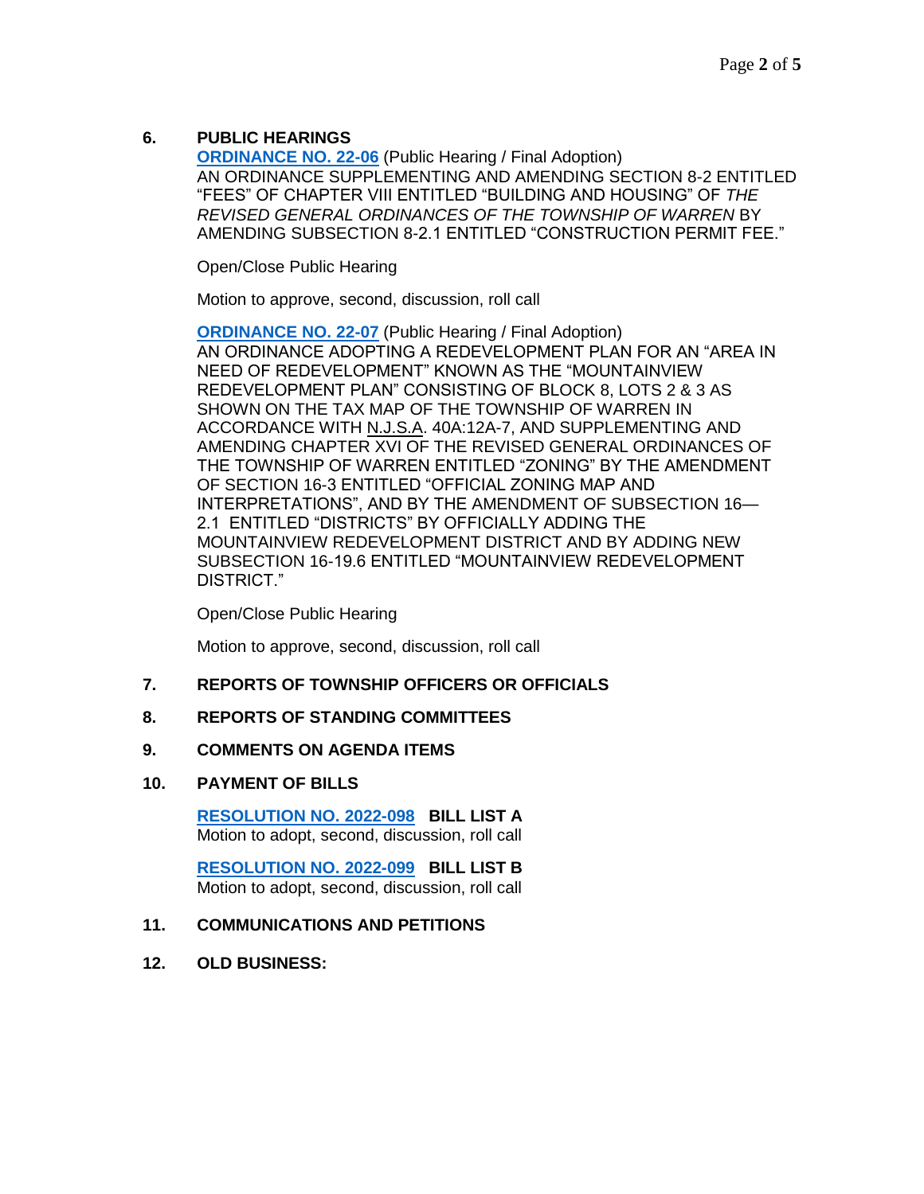## 6. PUBLIC HEARINGS

**ORDINANCE NO. 22-06** (Public Hearing / Final Adoption)
AN ORDINANCE SUPPLEMENTING AND AMENDING SECTION 8-2 ENTITLED "FEES" OF CHAPTER VIII ENTITLED "BUILDING AND HOUSING" OF *THE REVISED GENERAL ORDINANCES OF THE TOWNSHIP OF WARREN* BY AMENDING SUBSECTION 8-2.1 ENTITLED "CONSTRUCTION PERMIT FEE."

Open/Close Public Hearing

Motion to approve, second, discussion, roll call

**ORDINANCE NO. 22-07** (Public Hearing / Final Adoption)
AN ORDINANCE ADOPTING A REDEVELOPMENT PLAN FOR AN "AREA IN NEED OF REDEVELOPMENT" KNOWN AS THE "MOUNTAINVIEW REDEVELOPMENT PLAN" CONSISTING OF BLOCK 8, LOTS 2 & 3 AS SHOWN ON THE TAX MAP OF THE TOWNSHIP OF WARREN IN ACCORDANCE WITH N.J.S.A. 40A:12A-7, AND SUPPLEMENTING AND AMENDING CHAPTER XVI OF THE REVISED GENERAL ORDINANCES OF THE TOWNSHIP OF WARREN ENTITLED "ZONING" BY THE AMENDMENT OF SECTION 16-3 ENTITLED "OFFICIAL ZONING MAP AND INTERPRETATIONS", AND BY THE AMENDMENT OF SUBSECTION 16—2.1 ENTITLED "DISTRICTS" BY OFFICIALLY ADDING THE MOUNTAINVIEW REDEVELOPMENT DISTRICT AND BY ADDING NEW SUBSECTION 16-19.6 ENTITLED "MOUNTAINVIEW REDEVELOPMENT DISTRICT."

Open/Close Public Hearing

Motion to approve, second, discussion, roll call

## 7. REPORTS OF TOWNSHIP OFFICERS OR OFFICIALS

## 8. REPORTS OF STANDING COMMITTEES

## 9. COMMENTS ON AGENDA ITEMS

## 10. PAYMENT OF BILLS

**RESOLUTION NO. 2022-098** **BILL LIST A**
Motion to adopt, second, discussion, roll call

**RESOLUTION NO. 2022-099** **BILL LIST B**
Motion to adopt, second, discussion, roll call

## 11. COMMUNICATIONS AND PETITIONS

## 12. OLD BUSINESS: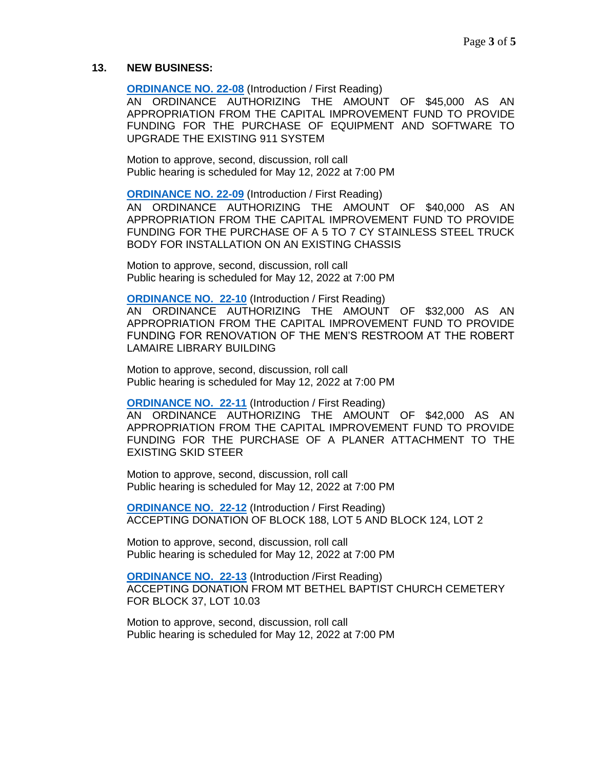## 13. NEW BUSINESS:

**ORDINANCE NO. 22-08** (Introduction / First Reading)
AN ORDINANCE AUTHORIZING THE AMOUNT OF $45,000 AS AN APPROPRIATION FROM THE CAPITAL IMPROVEMENT FUND TO PROVIDE FUNDING FOR THE PURCHASE OF EQUIPMENT AND SOFTWARE TO UPGRADE THE EXISTING 911 SYSTEM

Motion to approve, second, discussion, roll call
Public hearing is scheduled for May 12, 2022 at 7:00 PM

**ORDINANCE NO. 22-09** (Introduction / First Reading)
AN ORDINANCE AUTHORIZING THE AMOUNT OF $40,000 AS AN APPROPRIATION FROM THE CAPITAL IMPROVEMENT FUND TO PROVIDE FUNDING FOR THE PURCHASE OF A 5 TO 7 CY STAINLESS STEEL TRUCK BODY FOR INSTALLATION ON AN EXISTING CHASSIS

Motion to approve, second, discussion, roll call
Public hearing is scheduled for May 12, 2022 at 7:00 PM

**ORDINANCE NO. 22-10** (Introduction / First Reading)
AN ORDINANCE AUTHORIZING THE AMOUNT OF $32,000 AS AN APPROPRIATION FROM THE CAPITAL IMPROVEMENT FUND TO PROVIDE FUNDING FOR RENOVATION OF THE MEN'S RESTROOM AT THE ROBERT LAMAIRE LIBRARY BUILDING

Motion to approve, second, discussion, roll call
Public hearing is scheduled for May 12, 2022 at 7:00 PM

**ORDINANCE NO. 22-11** (Introduction / First Reading)
AN ORDINANCE AUTHORIZING THE AMOUNT OF $42,000 AS AN APPROPRIATION FROM THE CAPITAL IMPROVEMENT FUND TO PROVIDE FUNDING FOR THE PURCHASE OF A PLANER ATTACHMENT TO THE EXISTING SKID STEER

Motion to approve, second, discussion, roll call
Public hearing is scheduled for May 12, 2022 at 7:00 PM

**ORDINANCE NO. 22-12** (Introduction / First Reading)
ACCEPTING DONATION OF BLOCK 188, LOT 5 AND BLOCK 124, LOT 2

Motion to approve, second, discussion, roll call
Public hearing is scheduled for May 12, 2022 at 7:00 PM

**ORDINANCE NO. 22-13** (Introduction /First Reading)
ACCEPTING DONATION FROM MT BETHEL BAPTIST CHURCH CEMETERY FOR BLOCK 37, LOT 10.03

Motion to approve, second, discussion, roll call
Public hearing is scheduled for May 12, 2022 at 7:00 PM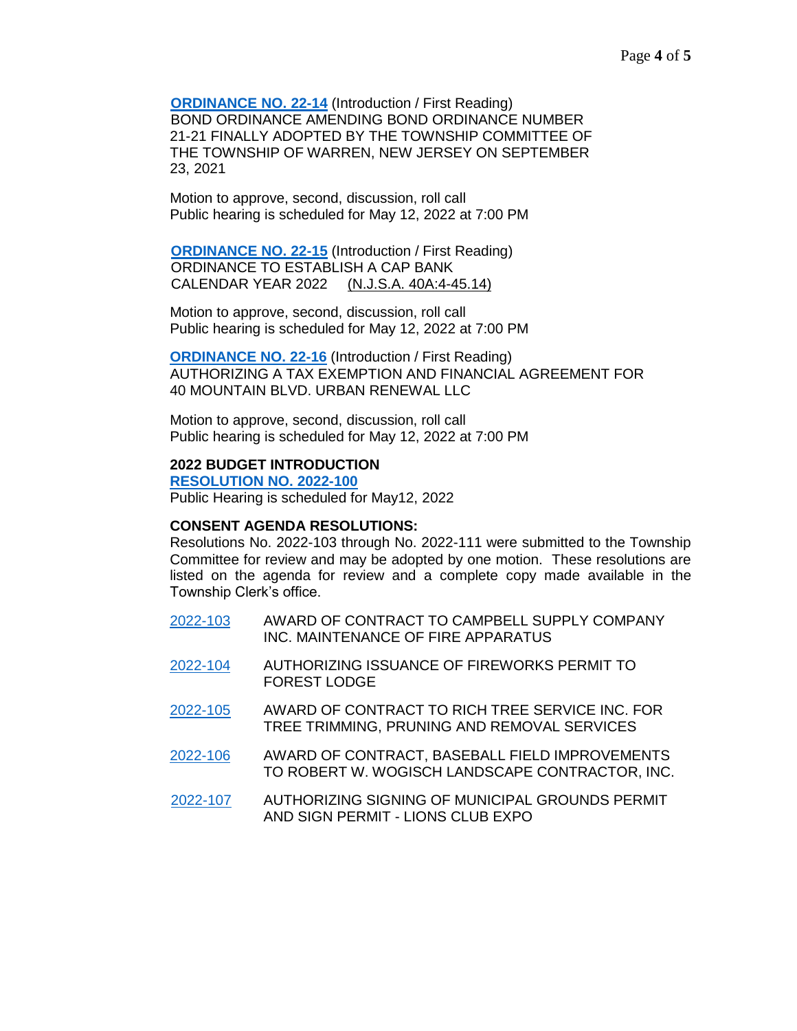**ORDINANCE NO. 22-14** (Introduction / First Reading)
BOND ORDINANCE AMENDING BOND ORDINANCE NUMBER 21-21 FINALLY ADOPTED BY THE TOWNSHIP COMMITTEE OF THE TOWNSHIP OF WARREN, NEW JERSEY ON SEPTEMBER 23, 2021

Motion to approve, second, discussion, roll call
Public hearing is scheduled for May 12, 2022 at 7:00 PM

**ORDINANCE NO. 22-15** (Introduction / First Reading)
ORDINANCE TO ESTABLISH A CAP BANK CALENDAR YEAR 2022 (N.J.S.A. 40A:4-45.14)

Motion to approve, second, discussion, roll call
Public hearing is scheduled for May 12, 2022 at 7:00 PM

**ORDINANCE NO. 22-16** (Introduction / First Reading)
AUTHORIZING A TAX EXEMPTION AND FINANCIAL AGREEMENT FOR 40 MOUNTAIN BLVD. URBAN RENEWAL LLC

Motion to approve, second, discussion, roll call
Public hearing is scheduled for May 12, 2022 at 7:00 PM

**2022 BUDGET INTRODUCTION**
**RESOLUTION NO. 2022-100**
Public Hearing is scheduled for May12, 2022

**CONSENT AGENDA RESOLUTIONS:**
Resolutions No. 2022-103 through No. 2022-111 were submitted to the Township Committee for review and may be adopted by one motion. These resolutions are listed on the agenda for review and a complete copy made available in the Township Clerk's office.

| | |
|---|---|
| 2022-103 | AWARD OF CONTRACT TO CAMPBELL SUPPLY COMPANY INC. MAINTENANCE OF FIRE APPARATUS |
| 2022-104 | AUTHORIZING ISSUANCE OF FIREWORKS PERMIT TO FOREST LODGE |
| 2022-105 | AWARD OF CONTRACT TO RICH TREE SERVICE INC. FOR TREE TRIMMING, PRUNING AND REMOVAL SERVICES |
| 2022-106 | AWARD OF CONTRACT, BASEBALL FIELD IMPROVEMENTS TO ROBERT W. WOGISCH LANDSCAPE CONTRACTOR, INC. |
| 2022-107 | AUTHORIZING SIGNING OF MUNICIPAL GROUNDS PERMIT AND SIGN PERMIT - LIONS CLUB EXPO |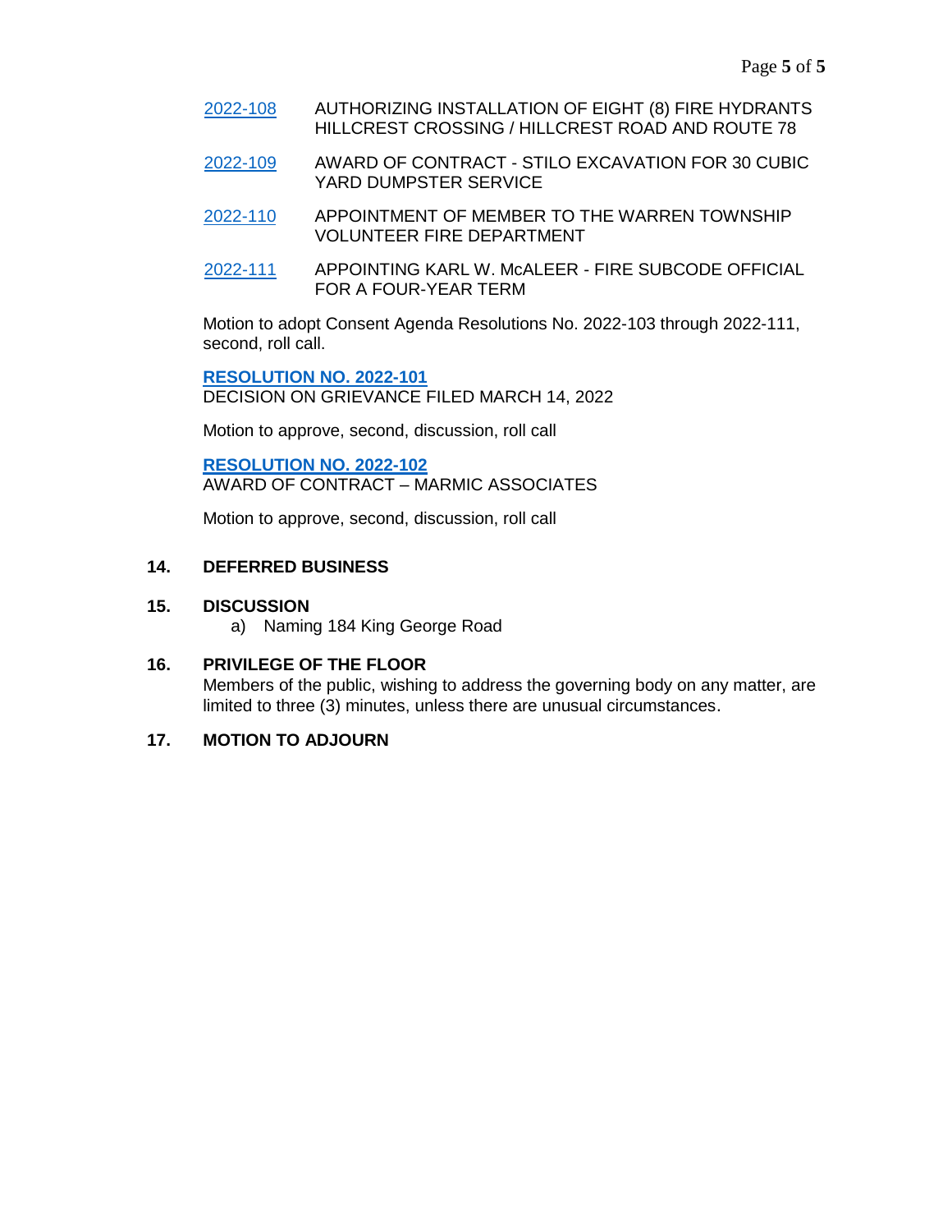[2022-108] AUTHORIZING INSTALLATION OF EIGHT (8) FIRE HYDRANTS HILLCREST CROSSING / HILLCREST ROAD AND ROUTE 78

[2022-109] AWARD OF CONTRACT - STILO EXCAVATION FOR 30 CUBIC YARD DUMPSTER SERVICE

[2022-110] APPOINTMENT OF MEMBER TO THE WARREN TOWNSHIP VOLUNTEER FIRE DEPARTMENT

[2022-111] APPOINTING KARL W. McALEER - FIRE SUBCODE OFFICIAL FOR A FOUR-YEAR TERM

Motion to adopt Consent Agenda Resolutions No. 2022-103 through 2022-111, second, roll call.

**RESOLUTION NO. 2022-101**
DECISION ON GRIEVANCE FILED MARCH 14, 2022

Motion to approve, second, discussion, roll call

**RESOLUTION NO. 2022-102**
AWARD OF CONTRACT – MARMIC ASSOCIATES

Motion to approve, second, discussion, roll call

**14. DEFERRED BUSINESS**

**15. DISCUSSION**

a) Naming 184 King George Road

**16. PRIVILEGE OF THE FLOOR**

Members of the public, wishing to address the governing body on any matter, are limited to three (3) minutes, unless there are unusual circumstances.

**17. MOTION TO ADJOURN**